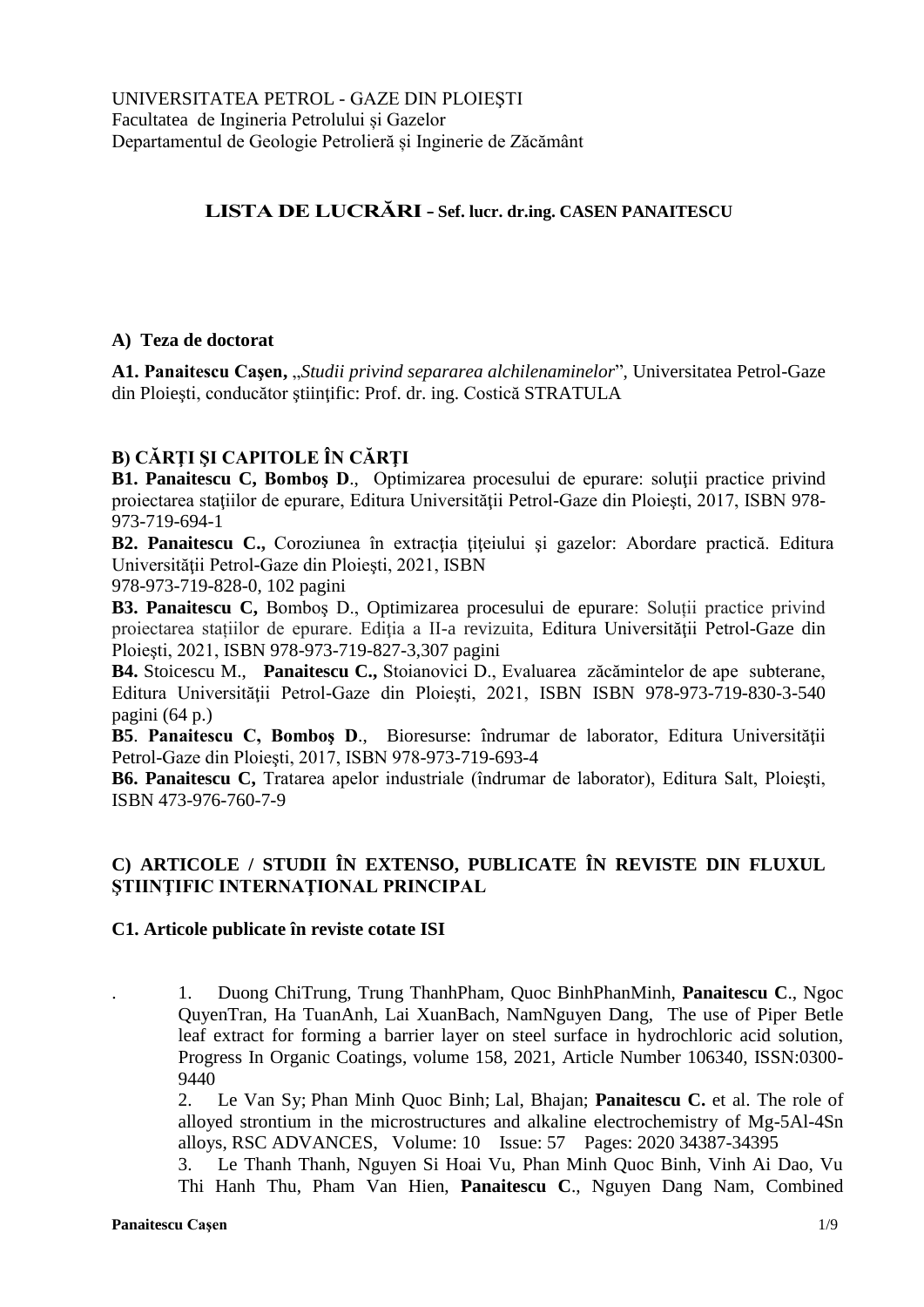UNIVERSITATEA PETROL - GAZE DIN PLOIEŞTI
Facultatea de Ingineria Petrolului și Gazelor
Departamentul de Geologie Petrolieră și Inginerie de Zăcământ

# LISTA DE LUCRĂRI - Sef. lucr. dr.ing. CASEN PANAITESCU

## A) Teza de doctorat

**A1. Panaitescu Caşen,** „*Studii privind separarea alchilenaminelor*", Universitatea Petrol-Gaze din Ploieşti, conducător ştiinţific: Prof. dr. ing. Costică STRATULA

## B) CĂRŢI ŞI CAPITOLE ÎN CĂRŢI

**B1. Panaitescu C, Bomboş D**., Optimizarea procesului de epurare: soluţii practice privind proiectarea staţiilor de epurare, Editura Universităţii Petrol-Gaze din Ploieşti, 2017, ISBN 978-973-719-694-1

**B2. Panaitescu C.,** Coroziunea în extracţia ţiţeiului şi gazelor: Abordare practică. Editura Universităţii Petrol-Gaze din Ploieşti, 2021, ISBN
978-973-719-828-0, 102 pagini

**B3. Panaitescu C,** Bomboş D., Optimizarea procesului de epurare: Soluții practice privind proiectarea stațiilor de epurare. Ediţia a II-a revizuita, Editura Universităţii Petrol-Gaze din Ploieşti, 2021, ISBN 978-973-719-827-3,307 pagini

**B4.** Stoicescu M., **Panaitescu C.,** Stoianovici D., Evaluarea zăcămintelor de ape subterane, Editura Universităţii Petrol-Gaze din Ploieşti, 2021, ISBN ISBN 978-973-719-830-3-540 pagini (64 p.)

**B5**. **Panaitescu C, Bomboş D**., Bioresurse: îndrumar de laborator, Editura Universităţii Petrol-Gaze din Ploieşti, 2017, ISBN 978-973-719-693-4

**B6. Panaitescu C,** Tratarea apelor industriale (îndrumar de laborator), Editura Salt, Ploieşti, ISBN 473-976-760-7-9

## C) ARTICOLE / STUDII ÎN EXTENSO, PUBLICATE ÎN REVISTE DIN FLUXUL ŞTIINŢIFIC INTERNAŢIONAL PRINCIPAL

### C1. Articole publicate în reviste cotate ISI

1. Duong ChiTrung, Trung ThanhPham, Quoc BinhPhanMinh, **Panaitescu C**., Ngoc QuyenTran, Ha TuanAnh, Lai XuanBach, NamNguyen Dang, The use of Piper Betle leaf extract for forming a barrier layer on steel surface in hydrochloric acid solution, Progress In Organic Coatings, volume 158, 2021, Article Number 106340, ISSN:0300-9440
2. Le Van Sy; Phan Minh Quoc Binh; Lal, Bhajan; **Panaitescu C.** et al. The role of alloyed strontium in the microstructures and alkaline electrochemistry of Mg-5Al-4Sn alloys, RSC ADVANCES, Volume: 10 Issue: 57 Pages: 2020 34387-34395
3. Le Thanh Thanh, Nguyen Si Hoai Vu, Phan Minh Quoc Binh, Vinh Ai Dao, Vu Thi Hanh Thu, Pham Van Hien, **Panaitescu C**., Nguyen Dang Nam, Combined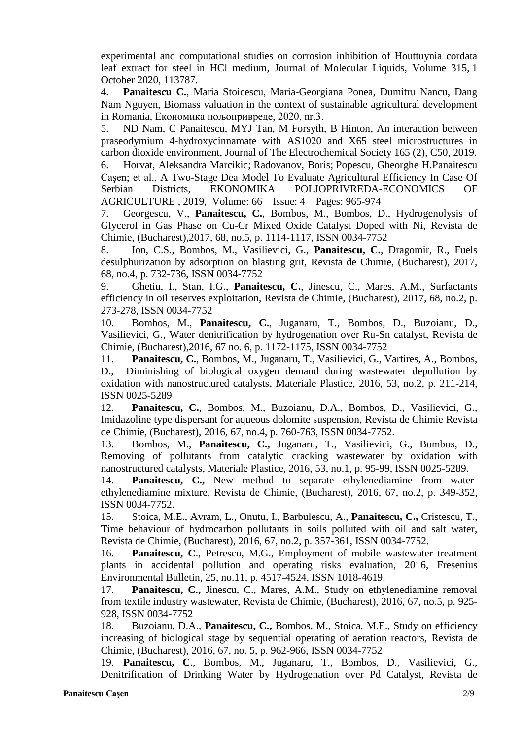experimental and computational studies on corrosion inhibition of Houttuynia cordata leaf extract for steel in HCl medium, Journal of Molecular Liquids, Volume 315, 1 October 2020, 113787.

4. **Panaitescu C.**, Maria Stoicescu, Maria-Georgiana Ponea, Dumitru Nancu, Dang Nam Nguyen, Biomass valuation in the context of sustainable agricultural development in Romania, Економика пољопривреде, 2020, nr.3.

5. ND Nam, C Panaitescu, MYJ Tan, M Forsyth, B Hinton, An interaction between praseodymium 4-hydroxycinnamate with AS1020 and X65 steel microstructures in carbon dioxide environment, Journal of The Electrochemical Society 165 (2), C50, 2019.

6. Horvat, Aleksandra Marcikic; Radovanov, Boris; Popescu, Gheorghe H.Panaitescu Caşen; et al., A Two-Stage Dea Model To Evaluate Agricultural Efficiency In Case Of Serbian Districts, EKONOMIKA POLJOPRIVREDA-ECONOMICS OF AGRICULTURE , 2019, Volume: 66 Issue: 4 Pages: 965-974

7. Georgescu, V., **Panaitescu, C.**, Bombos, M., Bombos, D., Hydrogenolysis of Glycerol in Gas Phase on Cu-Cr Mixed Oxide Catalyst Doped with Ni, Revista de Chimie, (Bucharest),2017, 68, no.5, p. 1114-1117, ISSN 0034-7752

8. Ion, C.S., Bombos, M., Vasilievici, G., **Panaitescu, C.**, Dragomir, R., Fuels desulphurization by adsorption on blasting grit, Revista de Chimie, (Bucharest), 2017, 68, no.4, p. 732-736, ISSN 0034-7752

9. Ghetiu, I., Stan, I.G., **Panaitescu, C.**, Jinescu, C., Mares, A.M., Surfactants efficiency in oil reserves exploitation, Revista de Chimie, (Bucharest), 2017, 68, no.2, p. 273-278, ISSN 0034-7752

10. Bombos, M., **Panaitescu, C.**, Juganaru, T., Bombos, D., Buzoianu, D., Vasilievici, G., Water denitrification by hydrogenation over Ru-Sn catalyst, Revista de Chimie, (Bucharest),2016, 67 no. 6, p. 1172-1175, ISSN 0034-7752

11. **Panaitescu, C.**, Bombos, M., Juganaru, T., Vasilievici, G., Vartires, A., Bombos, D., Diminishing of biological oxygen demand during wastewater depollution by oxidation with nanostructured catalysts, Materiale Plastice, 2016, 53, no.2, p. 211-214, ISSN 0025-5289

12. **Panaitescu, C.**, Bombos, M., Buzoianu, D.A., Bombos, D., Vasilievici, G., Imidazoline type dispersant for aqueous dolomite suspension, Revista de Chimie Revista de Chimie, (Bucharest), 2016, 67, no.4, p. 760-763, ISSN 0034-7752.

13. Bombos, M., **Panaitescu, C.,** Juganaru, T., Vasilievici, G., Bombos, D., Removing of pollutants from catalytic cracking wastewater by oxidation with nanostructured catalysts, Materiale Plastice, 2016, 53, no.1, p. 95-99, ISSN 0025-5289.

14. **Panaitescu, C.,** New method to separate ethylenediamine from water-ethylenediamine mixture, Revista de Chimie, (Bucharest), 2016, 67, no.2, p. 349-352, ISSN 0034-7752.

15. Stoica, M.E., Avram, L., Onutu, I., Barbulescu, A., **Panaitescu, C.,** Cristescu, T., Time behaviour of hydrocarbon pollutants in soils polluted with oil and salt water, Revista de Chimie, (Bucharest), 2016, 67, no.2, p. 357-361, ISSN 0034-7752.

16. **Panaitescu, C**., Petrescu, M.G., Employment of mobile wastewater treatment plants in accidental pollution and operating risks evaluation, 2016, Fresenius Environmental Bulletin, 25, no.11, p. 4517-4524, ISSN 1018-4619.

17. **Panaitescu, C.,** Jinescu, C., Mares, A.M., Study on ethylenediamine removal from textile industry wastewater, Revista de Chimie, (Bucharest), 2016, 67, no.5, p. 925-928, ISSN 0034-7752

18. Buzoianu, D.A., **Panaitescu, C.,** Bombos, M., Stoica, M.E., Study on efficiency increasing of biological stage by sequential operating of aeration reactors, Revista de Chimie, (Bucharest), 2016, 67, no. 5, p. 962-966, ISSN 0034-7752

19. **Panaitescu, C**., Bombos, M., Juganaru, T., Bombos, D., Vasilievici, G., Denitrification of Drinking Water by Hydrogenation over Pd Catalyst, Revista de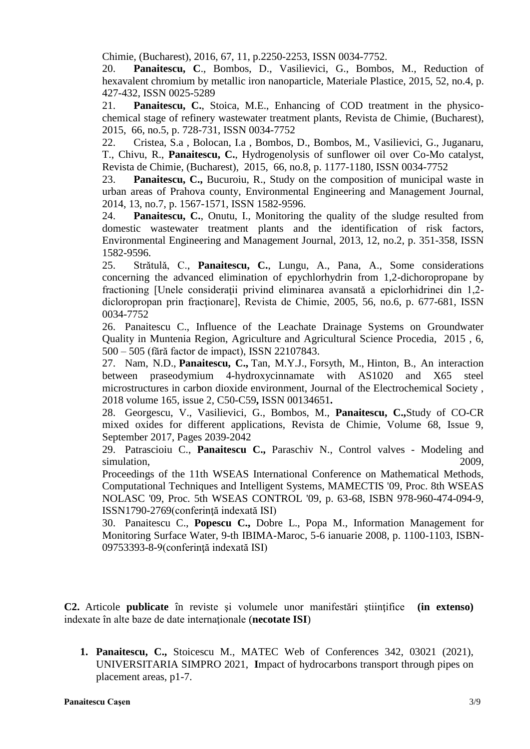Chimie, (Bucharest), 2016, 67, 11, p.2250-2253, ISSN 0034-7752.

20. **Panaitescu, C**., Bombos, D., Vasilievici, G., Bombos, M., Reduction of hexavalent chromium by metallic iron nanoparticle, Materiale Plastice, 2015, 52, no.4, p. 427-432, ISSN 0025-5289

21. **Panaitescu, C.**, Stoica, M.E., Enhancing of COD treatment in the physico-chemical stage of refinery wastewater treatment plants, Revista de Chimie, (Bucharest), 2015, 66, no.5, p. 728-731, ISSN 0034-7752

22. Cristea, S.a , Bolocan, I.a , Bombos, D., Bombos, M., Vasilievici, G., Juganaru, T., Chivu, R., **Panaitescu, C.**, Hydrogenolysis of sunflower oil over Co-Mo catalyst, Revista de Chimie, (Bucharest), 2015, 66, no.8, p. 1177-1180, ISSN 0034-7752

23. **Panaitescu, C.,** Bucuroiu, R., Study on the composition of municipal waste in urban areas of Prahova county, Environmental Engineering and Management Journal, 2014, 13, no.7, p. 1567-1571, ISSN 1582-9596.

24. **Panaitescu, C.**, Onutu, I., Monitoring the quality of the sludge resulted from domestic wastewater treatment plants and the identification of risk factors, Environmental Engineering and Management Journal, 2013, 12, no.2, p. 351-358, ISSN 1582-9596.

25. Strătulă, C., **Panaitescu, C.**, Lungu, A., Pana, A., Some considerations concerning the advanced elimination of epychlorhydrin from 1,2-dichoropropane by fractioning [Unele consideraţii privind eliminarea avansată a epiclorhidrinei din 1,2-dicloropropan prin fracţionare], Revista de Chimie, 2005, 56, no.6, p. 677-681, ISSN 0034-7752

26. Panaitescu C., Influence of the Leachate Drainage Systems on Groundwater Quality in Muntenia Region, Agriculture and Agricultural Science Procedia, 2015 , 6, 500 – 505 (fără factor de impact), ISSN 22107843.

27. Nam, N.D., **Panaitescu, C.,** Tan, M.Y.J., Forsyth, M., Hinton, B., An interaction between praseodymium 4-hydroxycinnamate with AS1020 and X65 steel microstructures in carbon dioxide environment, Journal of the Electrochemical Society , 2018 volume 165, issue 2, C50-C59**,** ISSN 00134651**.**

28. Georgescu, V., Vasilievici, G., Bombos, M., **Panaitescu, C.,**Study of CO-CR mixed oxides for different applications, Revista de Chimie, Volume 68, Issue 9, September 2017, Pages 2039-2042

29. Patrascioiu C., **Panaitescu C.,** Paraschiv N., Control valves - Modeling and simulation, 2009, Proceedings of the 11th WSEAS International Conference on Mathematical Methods, Computational Techniques and Intelligent Systems, MAMECTIS '09, Proc. 8th WSEAS NOLASC '09, Proc. 5th WSEAS CONTROL '09, p. 63-68, ISBN 978-960-474-094-9, ISSN1790-2769(conferinţă indexată ISI)

30. Panaitescu C., **Popescu C.,** Dobre L., Popa M., Information Management for Monitoring Surface Water, 9-th IBIMA-Maroc, 5-6 ianuarie 2008, p. 1100-1103, ISBN-09753393-8-9(conferinţă indexată ISI)

**C2.** Articole **publicate** în reviste şi volumele unor manifestări ştiinţifice **(in extenso)** indexate în alte baze de date internaţionale (**necotate ISI**)

1. **Panaitescu, C.,** Stoicescu M., MATEC Web of Conferences 342, 03021 (2021), UNIVERSITARIA SIMPRO 2021, **I**mpact of hydrocarbons transport through pipes on placement areas, p1-7.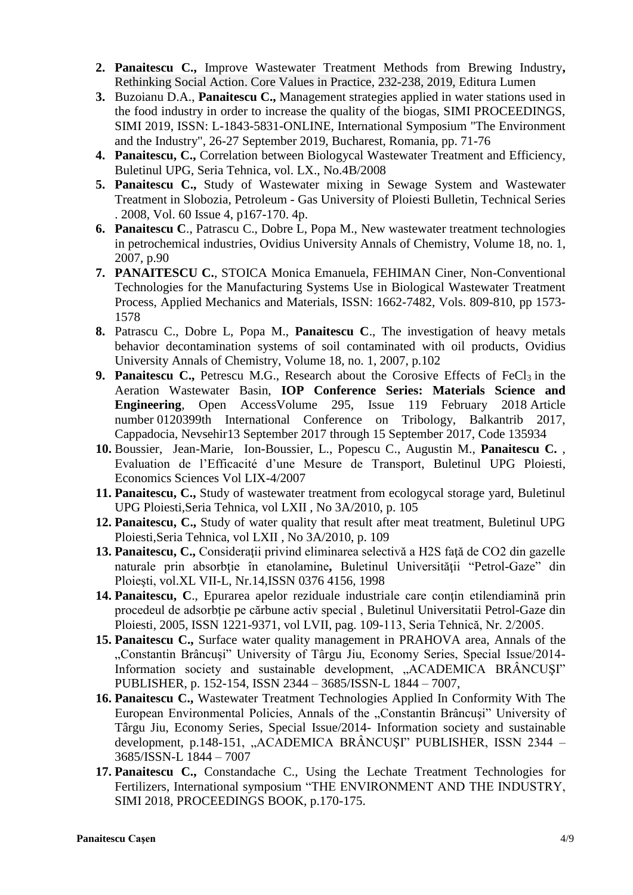2. **Panaitescu C.,** Improve Wastewater Treatment Methods from Brewing Industry**,** Rethinking Social Action. Core Values in Practice, 232-238, 2019, Editura Lumen
3. Buzoianu D.A., **Panaitescu C.,** Management strategies applied in water stations used in the food industry in order to increase the quality of the biogas, SIMI PROCEEDINGS, SIMI 2019, ISSN: L-1843-5831-ONLINE, International Symposium "The Environment and the Industry", 26-27 September 2019, Bucharest, Romania, pp. 71-76
4. **Panaitescu, C.,** Correlation between Biologycal Wastewater Treatment and Efficiency, Buletinul UPG, Seria Tehnica, vol. LX., No.4B/2008
5. **Panaitescu C.,** Study of Wastewater mixing in Sewage System and Wastewater Treatment in Slobozia, Petroleum - Gas University of Ploiesti Bulletin, Technical Series . 2008, Vol. 60 Issue 4, p167-170. 4p.
6. **Panaitescu C**., Patrascu C., Dobre L, Popa M., New wastewater treatment technologies in petrochemical industries, Ovidius University Annals of Chemistry, Volume 18, no. 1, 2007, p.90
7. **PANAITESCU C.**, STOICA Monica Emanuela, FEHIMAN Ciner, Non-Conventional Technologies for the Manufacturing Systems Use in Biological Wastewater Treatment Process, Applied Mechanics and Materials, ISSN: 1662-7482, Vols. 809-810, pp 1573-1578
8. Patrascu C., Dobre L, Popa M., **Panaitescu C**., The investigation of heavy metals behavior decontamination systems of soil contaminated with oil products, Ovidius University Annals of Chemistry, Volume 18, no. 1, 2007, p.102
9. **Panaitescu C.,** Petrescu M.G., Research about the Corosive Effects of $FeCl_3$ in the Aeration Wastewater Basin, **IOP Conference Series: Materials Science and Engineering**, Open AccessVolume 295, Issue 119 February 2018 Article number 0120399th International Conference on Tribology, Balkantrib 2017, Cappadocia, Nevsehir13 September 2017 through 15 September 2017, Code 135934
10. Boussier, Jean-Marie, Ion-Boussier, L., Popescu C., Augustin M., **Panaitescu C.** , Evaluation de l'Efficacité d'une Mesure de Transport, Buletinul UPG Ploiesti, Economics Sciences Vol LIX-4/2007
11. **Panaitescu, C.,** Study of wastewater treatment from ecologycal storage yard, Buletinul UPG Ploiesti,Seria Tehnica, vol LXII , No 3A/2010, p. 105
12. **Panaitescu, C.,** Study of water quality that result after meat treatment, Buletinul UPG Ploiesti,Seria Tehnica, vol LXII , No 3A/2010, p. 109
13. **Panaitescu, C.,** Consideraţii privind eliminarea selectivă a H2S faţă de CO2 din gazelle naturale prin absorbţie în etanolamine**,** Buletinul Universităţii "Petrol-Gaze" din Ploieşti, vol.XL VII-L, Nr.14,ISSN 0376 4156, 1998
14. **Panaitescu, C**., Epurarea apelor reziduale industriale care conţin etilendiamină prin procedeul de adsorbţie pe cărbune activ special , Buletinul Universitatii Petrol-Gaze din Ploiesti, 2005, ISSN 1221-9371, vol LVII, pag. 109-113, Seria Tehnică, Nr. 2/2005.
15. **Panaitescu C.,** Surface water quality management in PRAHOVA area, Annals of the „Constantin Brâncuşi" University of Târgu Jiu, Economy Series, Special Issue/2014- Information society and sustainable development, „ACADEMICA BRÂNCUŞI" PUBLISHER, p. 152-154, ISSN 2344 – 3685/ISSN-L 1844 – 7007,
16. **Panaitescu C.,** Wastewater Treatment Technologies Applied In Conformity With The European Environmental Policies, Annals of the „Constantin Brâncuşi" University of Târgu Jiu, Economy Series, Special Issue/2014- Information society and sustainable development, p.148-151, „ACADEMICA BRÂNCUŞI" PUBLISHER, ISSN 2344 – 3685/ISSN-L 1844 – 7007
17. **Panaitescu C.,** Constandache C., Using the Lechate Treatment Technologies for Fertilizers, International symposium "THE ENVIRONMENT AND THE INDUSTRY, SIMI 2018, PROCEEDINGS BOOK, p.170-175.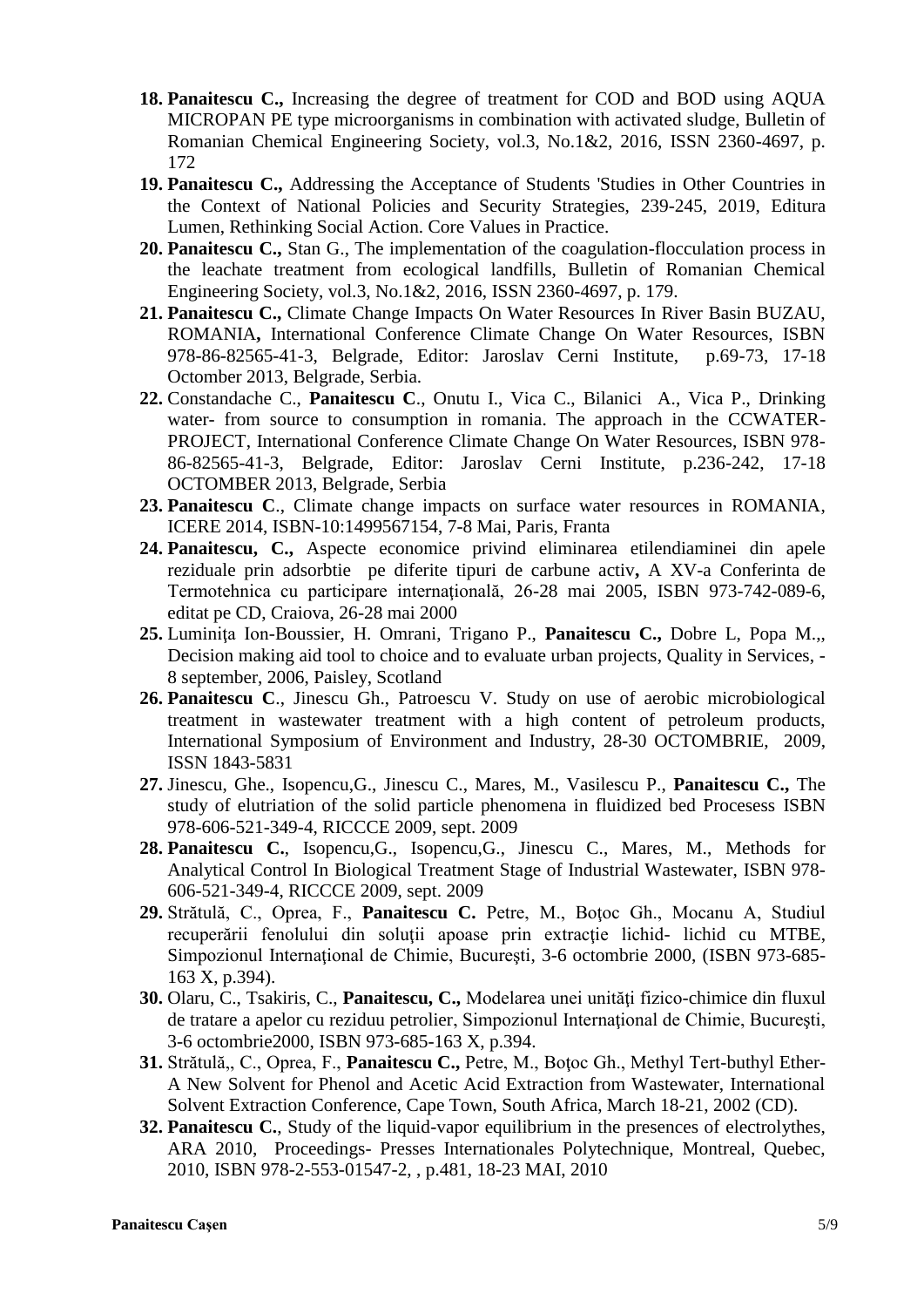18. **Panaitescu C.,** Increasing the degree of treatment for COD and BOD using AQUA MICROPAN PE type microorganisms in combination with activated sludge, Bulletin of Romanian Chemical Engineering Society, vol.3, No.1&2, 2016, ISSN 2360-4697, p. 172
19. **Panaitescu C.,** Addressing the Acceptance of Students 'Studies in Other Countries in the Context of National Policies and Security Strategies, 239-245, 2019, Editura Lumen, Rethinking Social Action. Core Values in Practice.
20. **Panaitescu C.,** Stan G., The implementation of the coagulation-flocculation process in the leachate treatment from ecological landfills, Bulletin of Romanian Chemical Engineering Society, vol.3, No.1&2, 2016, ISSN 2360-4697, p. 179.
21. **Panaitescu C.,** Climate Change Impacts On Water Resources In River Basin BUZAU, ROMANIA**,** International Conference Climate Change On Water Resources, ISBN 978-86-82565-41-3, Belgrade, Editor: Jaroslav Cerni Institute, p.69-73, 17-18 Octomber 2013, Belgrade, Serbia.
22. Constandache C., **Panaitescu C**., Onutu I., Vica C., Bilanici A., Vica P., Drinking water- from source to consumption in romania. The approach in the CCWATER-PROJECT, International Conference Climate Change On Water Resources, ISBN 978-86-82565-41-3, Belgrade, Editor: Jaroslav Cerni Institute, p.236-242, 17-18 OCTOMBER 2013, Belgrade, Serbia
23. **Panaitescu C**., Climate change impacts on surface water resources in ROMANIA, ICERE 2014, ISBN-10:1499567154, 7-8 Mai, Paris, Franta
24. **Panaitescu, C.,** Aspecte economice privind eliminarea etilendiaminei din apele reziduale prin adsorbtie pe diferite tipuri de carbune activ**,** A XV-a Conferinta de Termotehnica cu participare internaţională, 26-28 mai 2005, ISBN 973-742-089-6, editat pe CD, Craiova, 26-28 mai 2000
25. Luminiţa Ion-Boussier, H. Omrani, Trigano P., **Panaitescu C.,** Dobre L, Popa M.,, Decision making aid tool to choice and to evaluate urban projects, Quality in Services, -8 september, 2006, Paisley, Scotland
26. **Panaitescu C**., Jinescu Gh., Patroescu V. Study on use of aerobic microbiological treatment in wastewater treatment with a high content of petroleum products, International Symposium of Environment and Industry, 28-30 OCTOMBRIE, 2009, ISSN 1843-5831
27. Jinescu, Ghe., Isopencu,G., Jinescu C., Mares, M., Vasilescu P., **Panaitescu C.,** The study of elutriation of the solid particle phenomena in fluidized bed Procesess ISBN 978-606-521-349-4, RICCCE 2009, sept. 2009
28. **Panaitescu C.**, Isopencu,G., Isopencu,G., Jinescu C., Mares, M., Methods for Analytical Control In Biological Treatment Stage of Industrial Wastewater, ISBN 978-606-521-349-4, RICCCE 2009, sept. 2009
29. Strătulă, C., Oprea, F., **Panaitescu C.** Petre, M., Boţoc Gh., Mocanu A, Studiul recuperării fenolului din soluţii apoase prin extracţie lichid- lichid cu MTBE, Simpozionul Internaţional de Chimie, Bucureşti, 3-6 octombrie 2000, (ISBN 973-685-163 X, p.394).
30. Olaru, C., Tsakiris, C., **Panaitescu, C.,** Modelarea unei unităţi fizico-chimice din fluxul de tratare a apelor cu reziduu petrolier, Simpozionul Internaţional de Chimie, Bucureşti, 3-6 octombrie2000, ISBN 973-685-163 X, p.394.
31. Strătulă,, C., Oprea, F., **Panaitescu C.,** Petre, M., Boţoc Gh., Methyl Tert-buthyl Ether-A New Solvent for Phenol and Acetic Acid Extraction from Wastewater, International Solvent Extraction Conference, Cape Town, South Africa, March 18-21, 2002 (CD).
32. **Panaitescu C.**, Study of the liquid-vapor equilibrium in the presences of electrolythes, ARA 2010, Proceedings- Presses Internationales Polytechnique, Montreal, Quebec, 2010, ISBN 978-2-553-01547-2, , p.481, 18-23 MAI, 2010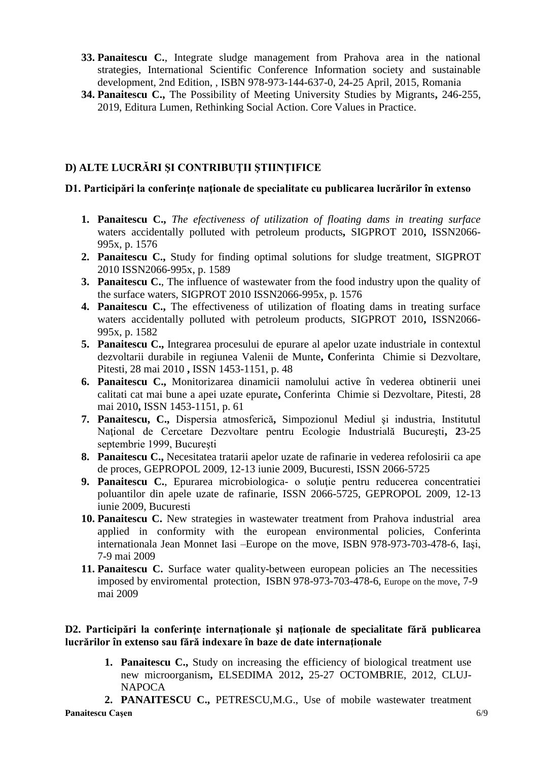33. **Panaitescu C.**, Integrate sludge management from Prahova area in the national strategies, International Scientific Conference Information society and sustainable development, 2nd Edition, , ISBN 978-973-144-637-0, 24-25 April, 2015, Romania
34. **Panaitescu C.,** The Possibility of Meeting University Studies by Migrants**,** 246-255, 2019, Editura Lumen, Rethinking Social Action. Core Values in Practice.

## D) ALTE LUCRĂRI ŞI CONTRIBUŢII ŞTIINŢIFICE

### D1. Participări la conferințe naţionale de specialitate cu publicarea lucrărilor în extenso

1. **Panaitescu C.,** *The efectiveness of utilization of floating dams in treating surface* waters accidentally polluted with petroleum products**,** SIGPROT 2010**,** ISSN2066-995x, p. 1576
2. **Panaitescu C.,** Study for finding optimal solutions for sludge treatment, SIGPROT 2010 ISSN2066-995x, p. 1589
3. **Panaitescu C.**, The influence of wastewater from the food industry upon the quality of the surface waters, SIGPROT 2010 ISSN2066-995x, p. 1576
4. **Panaitescu C.,** The effectiveness of utilization of floating dams in treating surface waters accidentally polluted with petroleum products, SIGPROT 2010**,** ISSN2066-995x, p. 1582
5. **Panaitescu C.,** Integrarea procesului de epurare al apelor uzate industriale in contextul dezvoltarii durabile in regiunea Valenii de Munte**, C**onferinta Chimie si Dezvoltare, Pitesti, 28 mai 2010 **,** ISSN 1453-1151, p. 48
6. **Panaitescu C.,** Monitorizarea dinamicii namolului active în vederea obtinerii unei calitati cat mai bune a apei uzate epurate**,** Conferinta Chimie si Dezvoltare, Pitesti, 28 mai 2010**,** ISSN 1453-1151, p. 61
7. **Panaitescu, C.,** Dispersia atmosferică**,** Simpozionul Mediul şi industria, Institutul Naţional de Cercetare Dezvoltare pentru Ecologie Industrială Bucureşti**, 2**3-25 septembrie 1999, Bucureşti
8. **Panaitescu C.,** Necesitatea tratarii apelor uzate de rafinarie in vederea refolosirii ca ape de proces, GEPROPOL 2009, 12-13 iunie 2009, Bucuresti, ISSN 2066-5725
9. **Panaitescu C.**, Epurarea microbiologica- o soluţie pentru reducerea concentratiei poluantilor din apele uzate de rafinarie, ISSN 2066-5725, GEPROPOL 2009, 12-13 iunie 2009, Bucuresti
10. **Panaitescu C.** New strategies in wastewater treatment from Prahova industrial area applied in conformity with the european environmental policies, Conferinta internationala Jean Monnet Iasi –Europe on the move, ISBN 978-973-703-478-6, Iaşi, 7-9 mai 2009
11. **Panaitescu C.** Surface water quality-between european policies an The necessities imposed by enviromental protection, ISBN 978-973-703-478-6, Europe on the move, 7-9 mai 2009

### D2. Participări la conferințe internaţionale şi naționale de specialitate fără publicarea lucrărilor în extenso sau fără indexare în baze de date internaţionale

1. **Panaitescu C.,** Study on increasing the efficiency of biological treatment use new microorganism**,** ELSEDIMA 2012**,** 25-27 OCTOMBRIE, 2012, CLUJ-NAPOCA
2. **PANAITESCU C.,** PETRESCU,M.G., Use of mobile wastewater treatment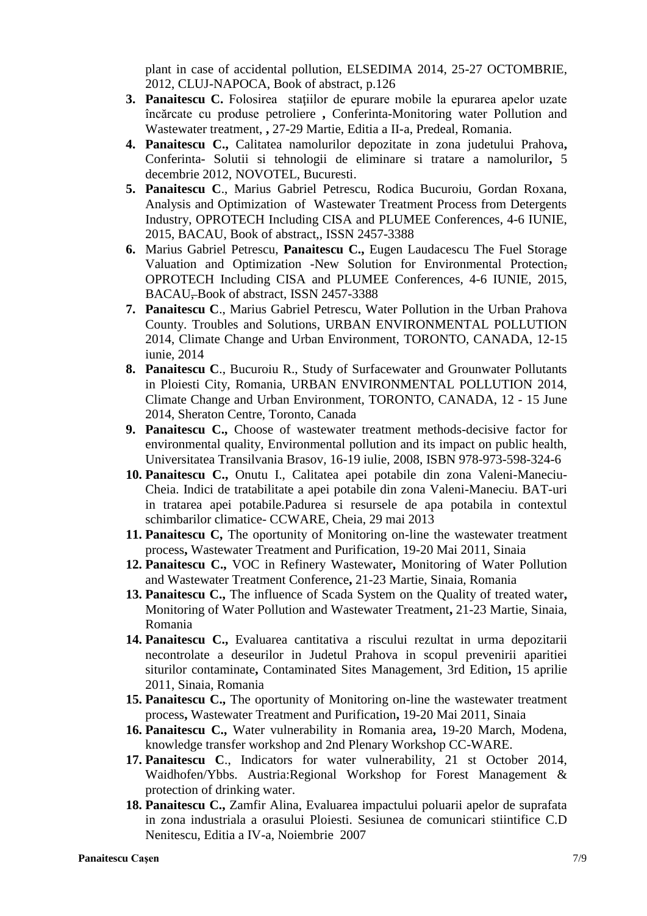plant in case of accidental pollution, ELSEDIMA 2014, 25-27 OCTOMBRIE, 2012, CLUJ-NAPOCA, Book of abstract, p.126

3. **Panaitescu C.** Folosirea stațiilor de epurare mobile la epurarea apelor uzate încărcate cu produse petroliere **,** Conferinta-Monitoring water Pollution and Wastewater treatment, **,** 27-29 Martie, Editia a II-a, Predeal, Romania.
4. **Panaitescu C.,** Calitatea namolurilor depozitate in zona judetului Prahova**,** Conferinta- Solutii si tehnologii de eliminare si tratare a namolurilor**,** 5 decembrie 2012, NOVOTEL, Bucuresti.
5. **Panaitescu C**., Marius Gabriel Petrescu, Rodica Bucuroiu, Gordan Roxana, Analysis and Optimization of Wastewater Treatment Process from Detergents Industry, OPROTECH Including CISA and PLUMEE Conferences, 4-6 IUNIE, 2015, BACAU, Book of abstract,, ISSN 2457-3388
6. Marius Gabriel Petrescu, **Panaitescu C.,** Eugen Laudacescu The Fuel Storage Valuation and Optimization -New Solution for Environmental Protection, OPROTECH Including CISA and PLUMEE Conferences, 4-6 IUNIE, 2015, BACAU, Book of abstract, ISSN 2457-3388
7. **Panaitescu C**., Marius Gabriel Petrescu, Water Pollution in the Urban Prahova County. Troubles and Solutions, URBAN ENVIRONMENTAL POLLUTION 2014, Climate Change and Urban Environment, TORONTO, CANADA, 12-15 iunie, 2014
8. **Panaitescu C**., Bucuroiu R., Study of Surfacewater and Grounwater Pollutants in Ploiesti City, Romania, URBAN ENVIRONMENTAL POLLUTION 2014, Climate Change and Urban Environment, TORONTO, CANADA, 12 - 15 June 2014, Sheraton Centre, Toronto, Canada
9. **Panaitescu C.,** Choose of wastewater treatment methods-decisive factor for environmental quality, Environmental pollution and its impact on public health, Universitatea Transilvania Brasov, 16-19 iulie, 2008, ISBN 978-973-598-324-6
10. **Panaitescu C.,** Onutu I., Calitatea apei potabile din zona Valeni-Maneciu-Cheia. Indici de tratabilitate a apei potabile din zona Valeni-Maneciu. BAT-uri in tratarea apei potabile.Padurea si resursele de apa potabila in contextul schimbarilor climatice- CCWARE, Cheia, 29 mai 2013
11. **Panaitescu C,** The oportunity of Monitoring on-line the wastewater treatment process**,** Wastewater Treatment and Purification, 19-20 Mai 2011, Sinaia
12. **Panaitescu C.,** VOC in Refinery Wastewater**,** Monitoring of Water Pollution and Wastewater Treatment Conference**,** 21-23 Martie, Sinaia, Romania
13. **Panaitescu C.,** The influence of Scada System on the Quality of treated water**,** Monitoring of Water Pollution and Wastewater Treatment**,** 21-23 Martie, Sinaia, Romania
14. **Panaitescu C.,** Evaluarea cantitativa a riscului rezultat in urma depozitarii necontrolate a deseurilor in Judetul Prahova in scopul prevenirii aparitiei siturilor contaminate**,** Contaminated Sites Management, 3rd Edition**,** 15 aprilie 2011, Sinaia, Romania
15. **Panaitescu C.,** The oportunity of Monitoring on-line the wastewater treatment process**,** Wastewater Treatment and Purification**,** 19-20 Mai 2011, Sinaia
16. **Panaitescu C.,** Water vulnerability in Romania area**,** 19-20 March, Modena, knowledge transfer workshop and 2nd Plenary Workshop CC-WARE.
17. **Panaitescu C**., Indicators for water vulnerability, 21 st October 2014, Waidhofen/Ybbs. Austria:Regional Workshop for Forest Management & protection of drinking water.
18. **Panaitescu C.,** Zamfir Alina, Evaluarea impactului poluarii apelor de suprafata in zona industriala a orasului Ploiesti. Sesiunea de comunicari stiintifice C.D Nenitescu, Editia a IV-a, Noiembrie 2007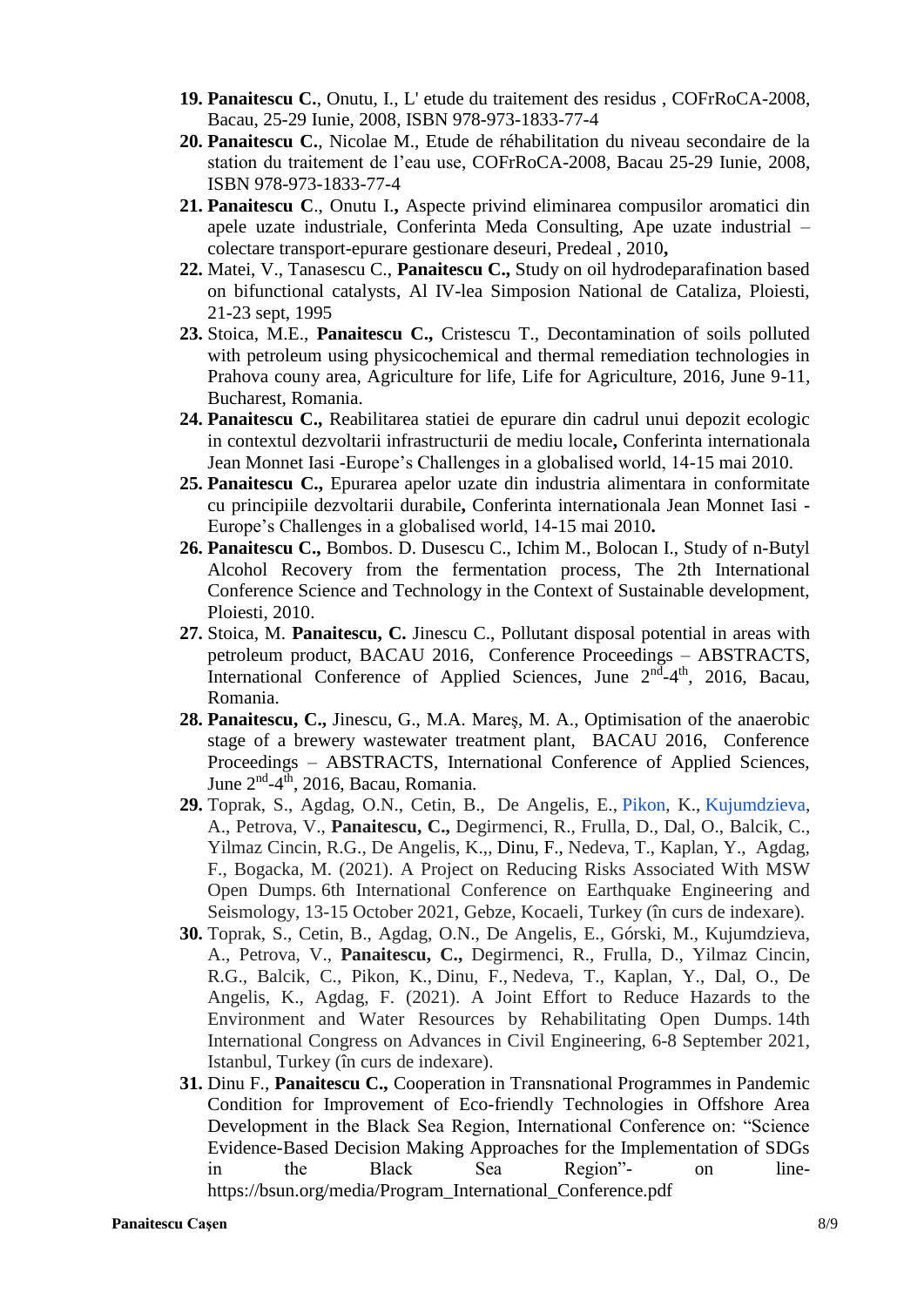19. **Panaitescu C.**, Onutu, I., L' etude du traitement des residus , COFrRoCA-2008, Bacau, 25-29 Iunie, 2008, ISBN 978-973-1833-77-4
20. **Panaitescu C.**, Nicolae M., Etude de réhabilitation du niveau secondaire de la station du traitement de l'eau use, COFrRoCA-2008, Bacau 25-29 Iunie, 2008, ISBN 978-973-1833-77-4
21. **Panaitescu C**., Onutu I**.,** Aspecte privind eliminarea compusilor aromatici din apele uzate industriale, Conferinta Meda Consulting, Ape uzate industrial – colectare transport-epurare gestionare deseuri, Predeal , 2010**,**
22. Matei, V., Tanasescu C., **Panaitescu C.,** Study on oil hydrodeparafination based on bifunctional catalysts, Al IV-lea Simposion National de Cataliza, Ploiesti, 21-23 sept, 1995
23. Stoica, M.E., **Panaitescu C.,** Cristescu T., Decontamination of soils polluted with petroleum using physicochemical and thermal remediation technologies in Prahova couny area, Agriculture for life, Life for Agriculture, 2016, June 9-11, Bucharest, Romania.
24. **Panaitescu C.,** Reabilitarea statiei de epurare din cadrul unui depozit ecologic in contextul dezvoltarii infrastructurii de mediu locale**,** Conferinta internationala Jean Monnet Iasi -Europe's Challenges in a globalised world, 14-15 mai 2010.
25. **Panaitescu C.,** Epurarea apelor uzate din industria alimentara in conformitate cu principiile dezvoltarii durabile**,** Conferinta internationala Jean Monnet Iasi - Europe's Challenges in a globalised world, 14-15 mai 2010**.**
26. **Panaitescu C.,** Bombos. D. Dusescu C., Ichim M., Bolocan I., Study of n-Butyl Alcohol Recovery from the fermentation process, The 2th International Conference Science and Technology in the Context of Sustainable development, Ploiesti, 2010.
27. Stoica, M. **Panaitescu, C.** Jinescu C., Pollutant disposal potential in areas with petroleum product, BACAU 2016, Conference Proceedings – ABSTRACTS, International Conference of Applied Sciences, June 2nd-4th, 2016, Bacau, Romania.
28. **Panaitescu, C.,** Jinescu, G., M.A. Mareş, M. A., Optimisation of the anaerobic stage of a brewery wastewater treatment plant, BACAU 2016, Conference Proceedings – ABSTRACTS, International Conference of Applied Sciences, June 2nd-4th, 2016, Bacau, Romania.
29. Toprak, S., Agdag, O.N., Cetin, B., De Angelis, E., Pikon, K., Kujumdzieva, A., Petrova, V., **Panaitescu, C.,** Degirmenci, R., Frulla, D., Dal, O., Balcik, C., Yilmaz Cincin, R.G., De Angelis, K.,, Dinu, F., Nedeva, T., Kaplan, Y., Agdag, F., Bogacka, M. (2021). A Project on Reducing Risks Associated With MSW Open Dumps. 6th International Conference on Earthquake Engineering and Seismology, 13-15 October 2021, Gebze, Kocaeli, Turkey (în curs de indexare).
30. Toprak, S., Cetin, B., Agdag, O.N., De Angelis, E., Górski, M., Kujumdzieva, A., Petrova, V., **Panaitescu, C.,** Degirmenci, R., Frulla, D., Yilmaz Cincin, R.G., Balcik, C., Pikon, K., Dinu, F., Nedeva, T., Kaplan, Y., Dal, O., De Angelis, K., Agdag, F. (2021). A Joint Effort to Reduce Hazards to the Environment and Water Resources by Rehabilitating Open Dumps. 14th International Congress on Advances in Civil Engineering, 6-8 September 2021, Istanbul, Turkey (în curs de indexare).
31. Dinu F., **Panaitescu C.,** Cooperation in Transnational Programmes in Pandemic Condition for Improvement of Eco-friendly Technologies in Offshore Area Development in the Black Sea Region, International Conference on: "Science Evidence-Based Decision Making Approaches for the Implementation of SDGs in the Black Sea Region"- on line- https://bsun.org/media/Program_International_Conference.pdf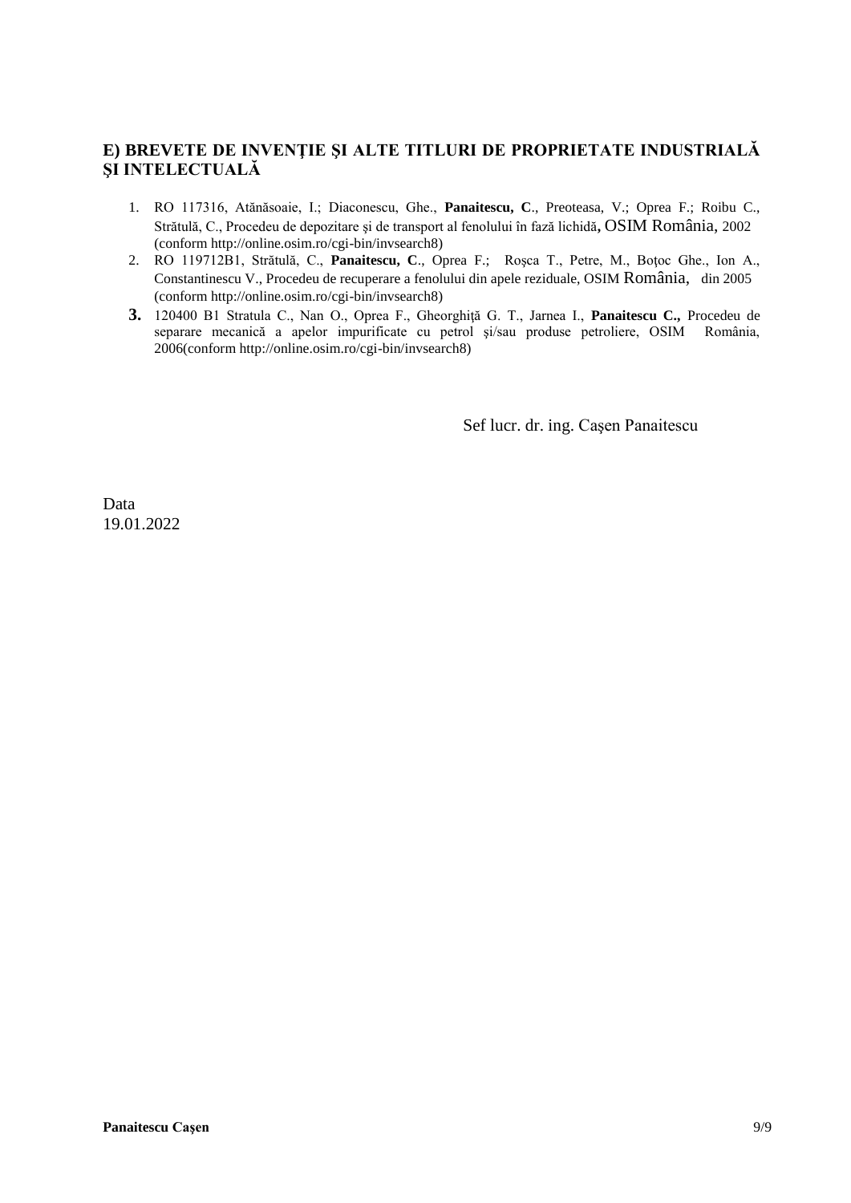## E) BREVETE DE INVENŢIE ŞI ALTE TITLURI DE PROPRIETATE INDUSTRIALĂ ŞI INTELECTUALĂ

1. RO 117316, Atănăsoaie, I.; Diaconescu, Ghe., **Panaitescu, C**., Preoteasa, V.; Oprea F.; Roibu C., Strătulă, C., Procedeu de depozitare şi de transport al fenolului în fază lichidă**,** OSIM România, 2002 (conform http://online.osim.ro/cgi-bin/invsearch8)
2. RO 119712B1, Strătulă, C., **Panaitescu, C**., Oprea F.; Roşca T., Petre, M., Boţoc Ghe., Ion A., Constantinescu V., Procedeu de recuperare a fenolului din apele reziduale, OSIM România, din 2005 (conform http://online.osim.ro/cgi-bin/invsearch8)
3. 120400 B1 Stratula C., Nan O., Oprea F., Gheorghiţă G. T., Jarnea I., **Panaitescu C.,** Procedeu de separare mecanică a apelor impurificate cu petrol şi/sau produse petroliere, OSIM România, 2006(conform http://online.osim.ro/cgi-bin/invsearch8)

Sef lucr. dr. ing. Caşen Panaitescu

Data
19.01.2022